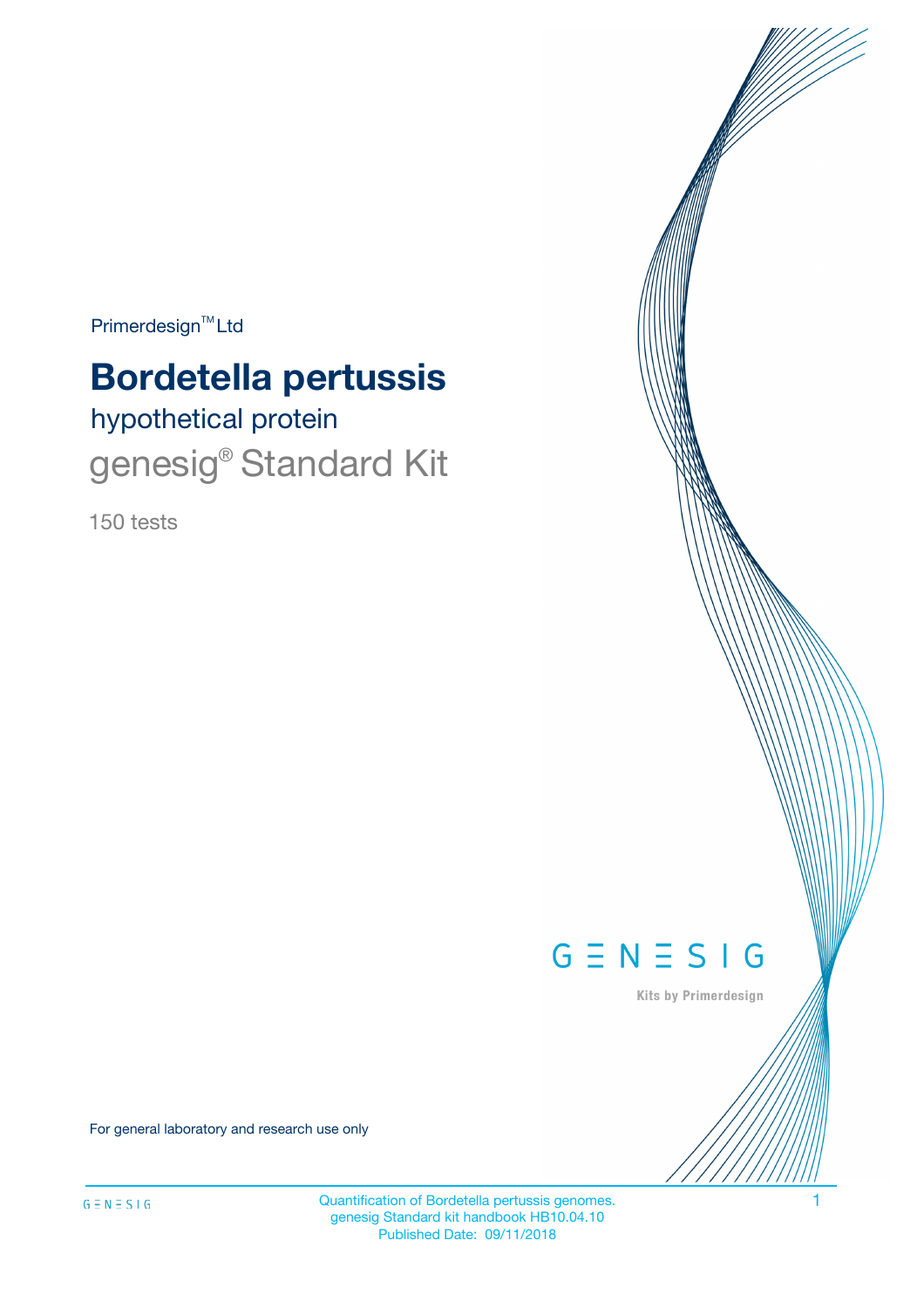Primerdesign™ Ltd

# Bordetella pertussis

## hypothetical protein

## genesig® Standard Kit

150 tests

GENESIG

Kits by Primerdesign

For general laboratory and research use only

Quantification of Bordetella pertussis genomes.
genesig Standard kit handbook HB10.04.10
Published Date: 09/11/2018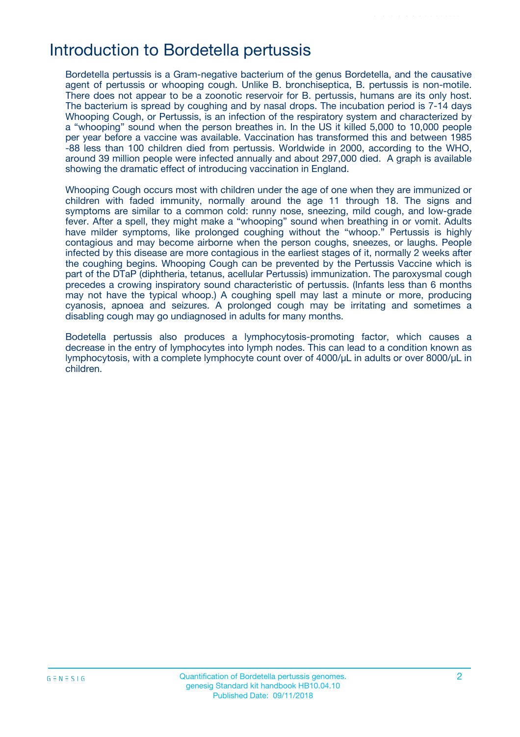# Introduction to Bordetella pertussis

Bordetella pertussis is a Gram-negative bacterium of the genus Bordetella, and the causative agent of pertussis or whooping cough. Unlike B. bronchiseptica, B. pertussis is non-motile. There does not appear to be a zoonotic reservoir for B. pertussis, humans are its only host. The bacterium is spread by coughing and by nasal drops. The incubation period is 7-14 days Whooping Cough, or Pertussis, is an infection of the respiratory system and characterized by a "whooping" sound when the person breathes in. In the US it killed 5,000 to 10,000 people per year before a vaccine was available. Vaccination has transformed this and between 1985 -88 less than 100 children died from pertussis. Worldwide in 2000, according to the WHO, around 39 million people were infected annually and about 297,000 died. A graph is available showing the dramatic effect of introducing vaccination in England.

Whooping Cough occurs most with children under the age of one when they are immunized or children with faded immunity, normally around the age 11 through 18. The signs and symptoms are similar to a common cold: runny nose, sneezing, mild cough, and low-grade fever. After a spell, they might make a "whooping" sound when breathing in or vomit. Adults have milder symptoms, like prolonged coughing without the "whoop." Pertussis is highly contagious and may become airborne when the person coughs, sneezes, or laughs. People infected by this disease are more contagious in the earliest stages of it, normally 2 weeks after the coughing begins. Whooping Cough can be prevented by the Pertussis Vaccine which is part of the DTaP (diphtheria, tetanus, acellular Pertussis) immunization. The paroxysmal cough precedes a crowing inspiratory sound characteristic of pertussis. (Infants less than 6 months may not have the typical whoop.) A coughing spell may last a minute or more, producing cyanosis, apnoea and seizures. A prolonged cough may be irritating and sometimes a disabling cough may go undiagnosed in adults for many months.

Bodetella pertussis also produces a lymphocytosis-promoting factor, which causes a decrease in the entry of lymphocytes into lymph nodes. This can lead to a condition known as lymphocytosis, with a complete lymphocyte count over of 4000/μL in adults or over 8000/μL in children.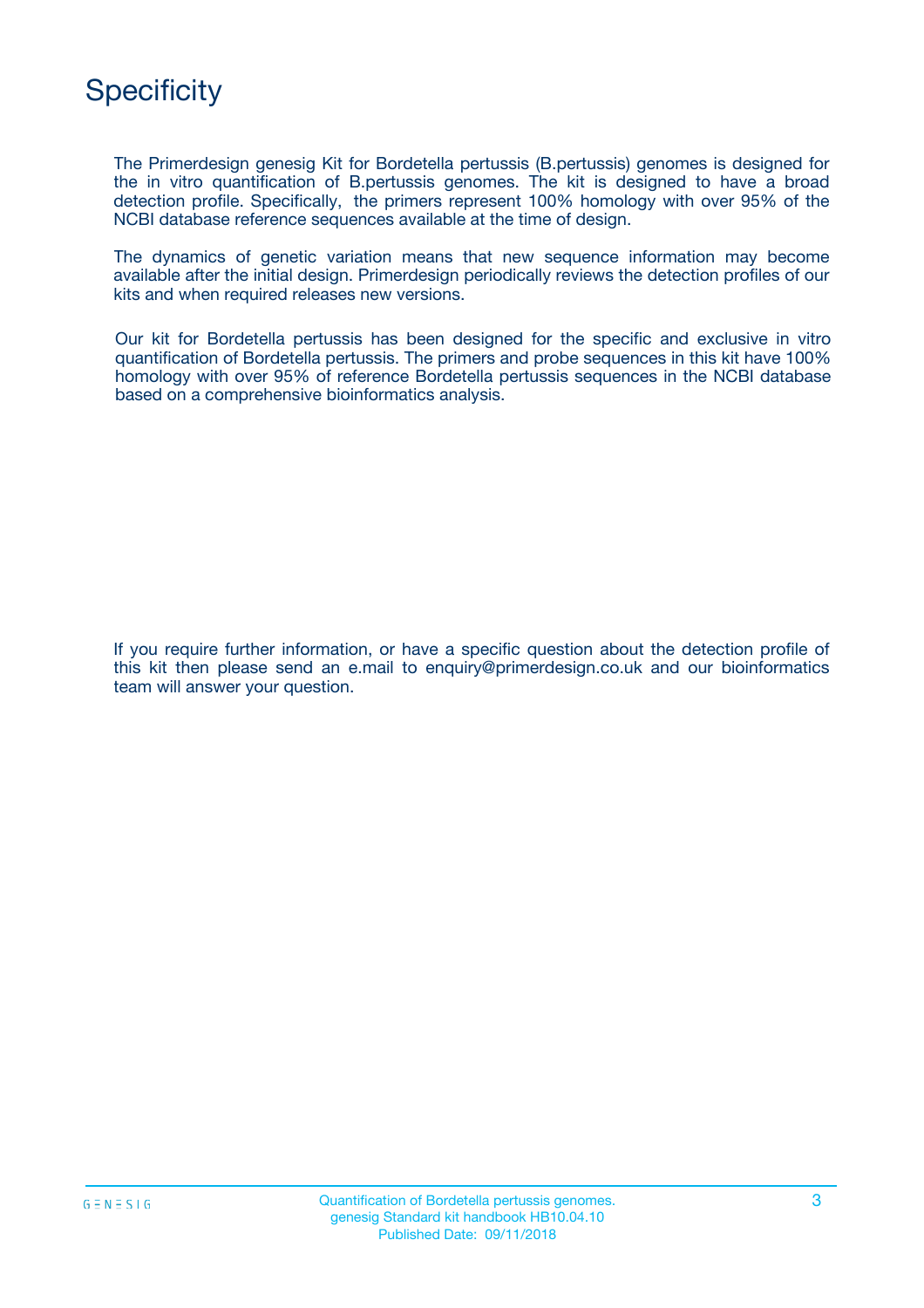# Specificity

The Primerdesign genesig Kit for Bordetella pertussis (B.pertussis) genomes is designed for the in vitro quantification of B.pertussis genomes. The kit is designed to have a broad detection profile. Specifically, the primers represent 100% homology with over 95% of the NCBI database reference sequences available at the time of design.

The dynamics of genetic variation means that new sequence information may become available after the initial design. Primerdesign periodically reviews the detection profiles of our kits and when required releases new versions.

Our kit for Bordetella pertussis has been designed for the specific and exclusive in vitro quantification of Bordetella pertussis. The primers and probe sequences in this kit have 100% homology with over 95% of reference Bordetella pertussis sequences in the NCBI database based on a comprehensive bioinformatics analysis.

If you require further information, or have a specific question about the detection profile of this kit then please send an e.mail to enquiry@primerdesign.co.uk and our bioinformatics team will answer your question.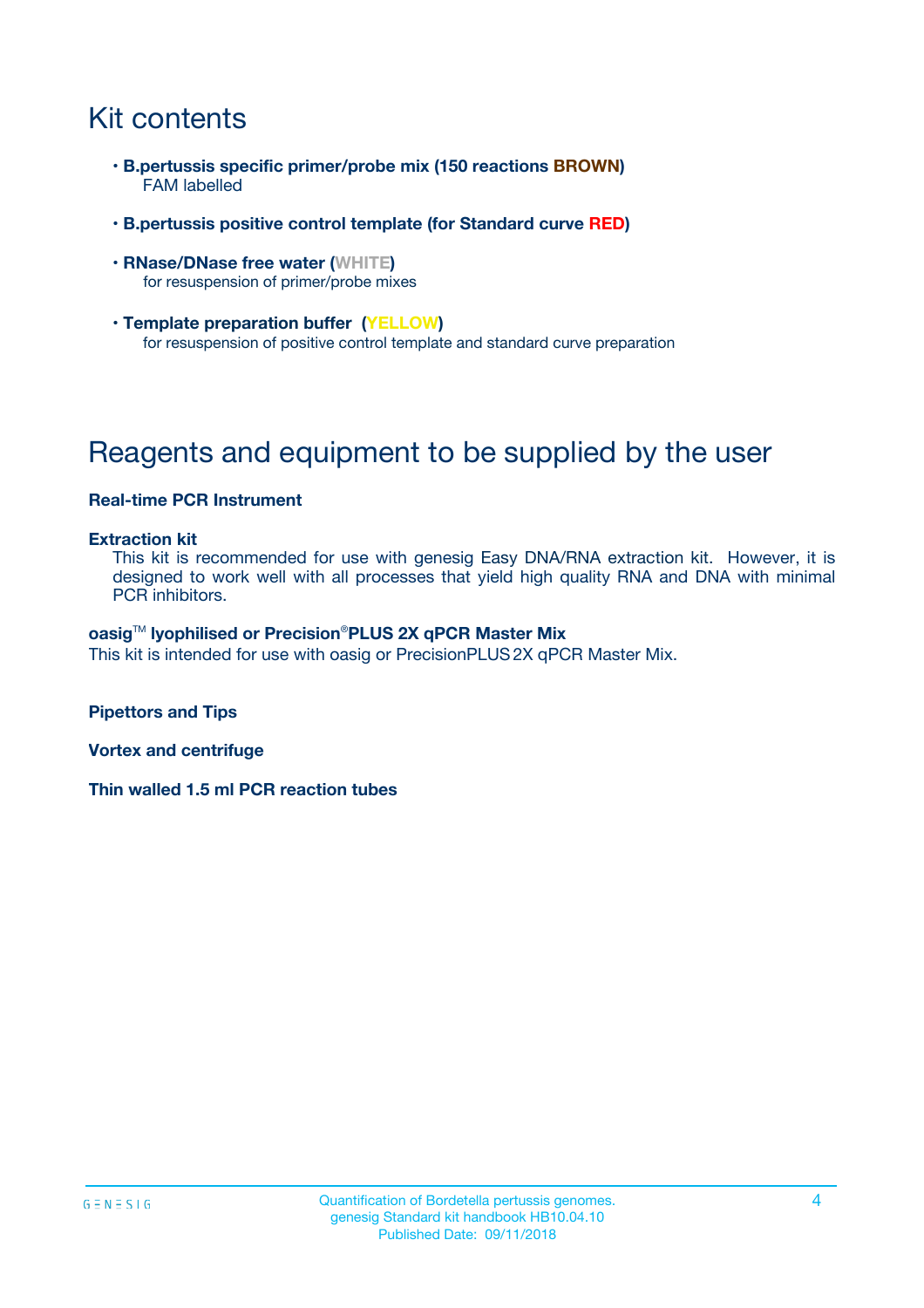# Kit contents

- **B.pertussis specific primer/probe mix (150 reactions BROWN)**
  FAM labelled

- **B.pertussis positive control template (for Standard curve RED)**

- **RNase/DNase free water (WHITE)**
  for resuspension of primer/probe mixes

- **Template preparation buffer (YELLOW)**
  for resuspension of positive control template and standard curve preparation

# Reagents and equipment to be supplied by the user

**Real-time PCR Instrument**

**Extraction kit**

This kit is recommended for use with genesig Easy DNA/RNA extraction kit. However, it is designed to work well with all processes that yield high quality RNA and DNA with minimal PCR inhibitors.

**oasig™ lyophilised or Precision®PLUS 2X qPCR Master Mix**

This kit is intended for use with oasig or PrecisionPLUS 2X qPCR Master Mix.

**Pipettors and Tips**

**Vortex and centrifuge**

**Thin walled 1.5 ml PCR reaction tubes**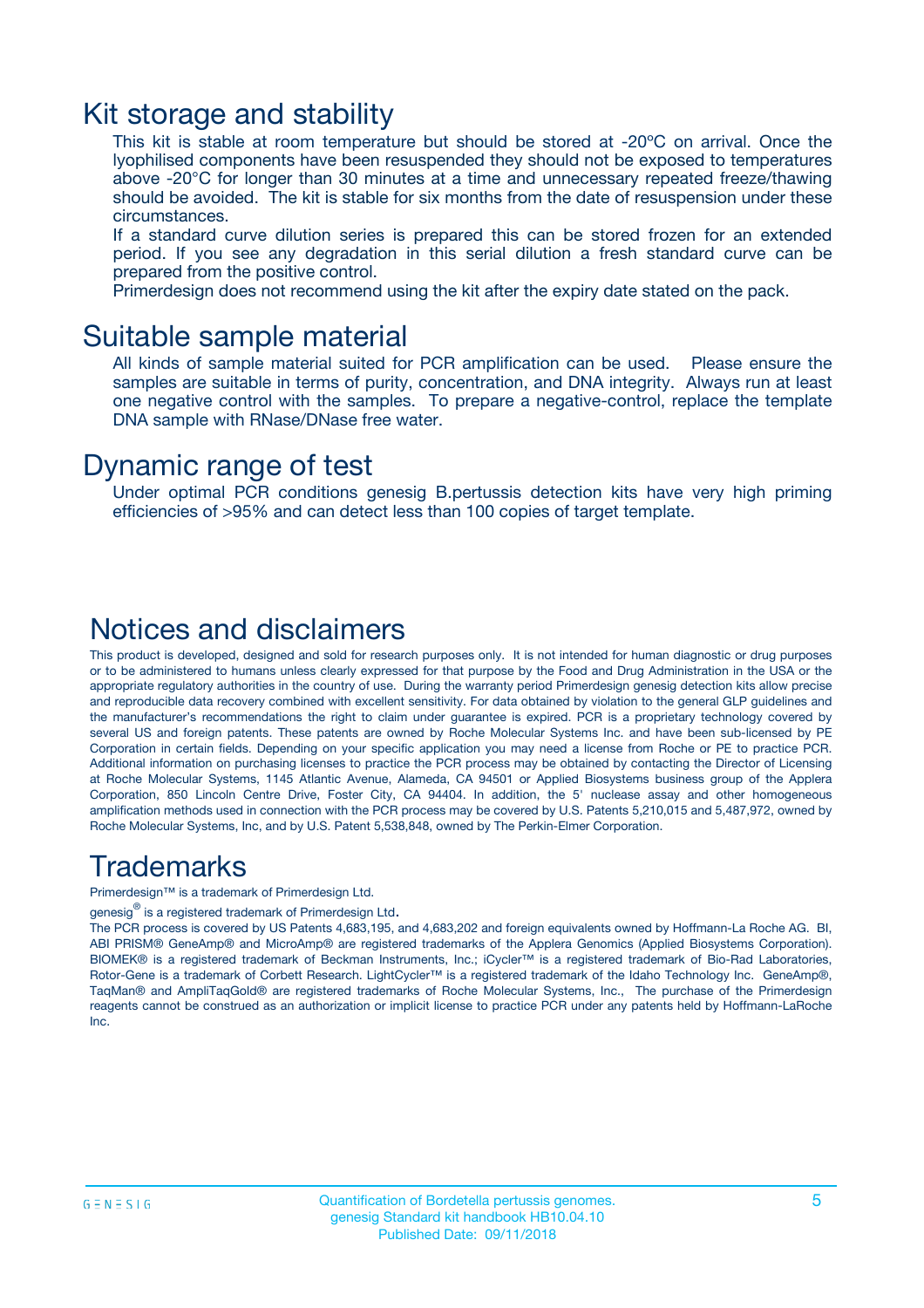# Kit storage and stability

This kit is stable at room temperature but should be stored at -20ºC on arrival. Once the lyophilised components have been resuspended they should not be exposed to temperatures above -20°C for longer than 30 minutes at a time and unnecessary repeated freeze/thawing should be avoided. The kit is stable for six months from the date of resuspension under these circumstances.

If a standard curve dilution series is prepared this can be stored frozen for an extended period. If you see any degradation in this serial dilution a fresh standard curve can be prepared from the positive control.

Primerdesign does not recommend using the kit after the expiry date stated on the pack.

# Suitable sample material

All kinds of sample material suited for PCR amplification can be used. Please ensure the samples are suitable in terms of purity, concentration, and DNA integrity. Always run at least one negative control with the samples. To prepare a negative-control, replace the template DNA sample with RNase/DNase free water.

# Dynamic range of test

Under optimal PCR conditions genesig B.pertussis detection kits have very high priming efficiencies of >95% and can detect less than 100 copies of target template.

# Notices and disclaimers

This product is developed, designed and sold for research purposes only. It is not intended for human diagnostic or drug purposes or to be administered to humans unless clearly expressed for that purpose by the Food and Drug Administration in the USA or the appropriate regulatory authorities in the country of use. During the warranty period Primerdesign genesig detection kits allow precise and reproducible data recovery combined with excellent sensitivity. For data obtained by violation to the general GLP guidelines and the manufacturer's recommendations the right to claim under guarantee is expired. PCR is a proprietary technology covered by several US and foreign patents. These patents are owned by Roche Molecular Systems Inc. and have been sub-licensed by PE Corporation in certain fields. Depending on your specific application you may need a license from Roche or PE to practice PCR. Additional information on purchasing licenses to practice the PCR process may be obtained by contacting the Director of Licensing at Roche Molecular Systems, 1145 Atlantic Avenue, Alameda, CA 94501 or Applied Biosystems business group of the Applera Corporation, 850 Lincoln Centre Drive, Foster City, CA 94404. In addition, the 5' nuclease assay and other homogeneous amplification methods used in connection with the PCR process may be covered by U.S. Patents 5,210,015 and 5,487,972, owned by Roche Molecular Systems, Inc, and by U.S. Patent 5,538,848, owned by The Perkin-Elmer Corporation.

# Trademarks

Primerdesign™ is a trademark of Primerdesign Ltd.

genesig® is a registered trademark of Primerdesign Ltd.

The PCR process is covered by US Patents 4,683,195, and 4,683,202 and foreign equivalents owned by Hoffmann-La Roche AG. BI, ABI PRISM® GeneAmp® and MicroAmp® are registered trademarks of the Applera Genomics (Applied Biosystems Corporation). BIOMEK® is a registered trademark of Beckman Instruments, Inc.; iCycler™ is a registered trademark of Bio-Rad Laboratories, Rotor-Gene is a trademark of Corbett Research. LightCycler™ is a registered trademark of the Idaho Technology Inc. GeneAmp®, TaqMan® and AmpliTaqGold® are registered trademarks of Roche Molecular Systems, Inc., The purchase of the Primerdesign reagents cannot be construed as an authorization or implicit license to practice PCR under any patents held by Hoffmann-LaRoche Inc.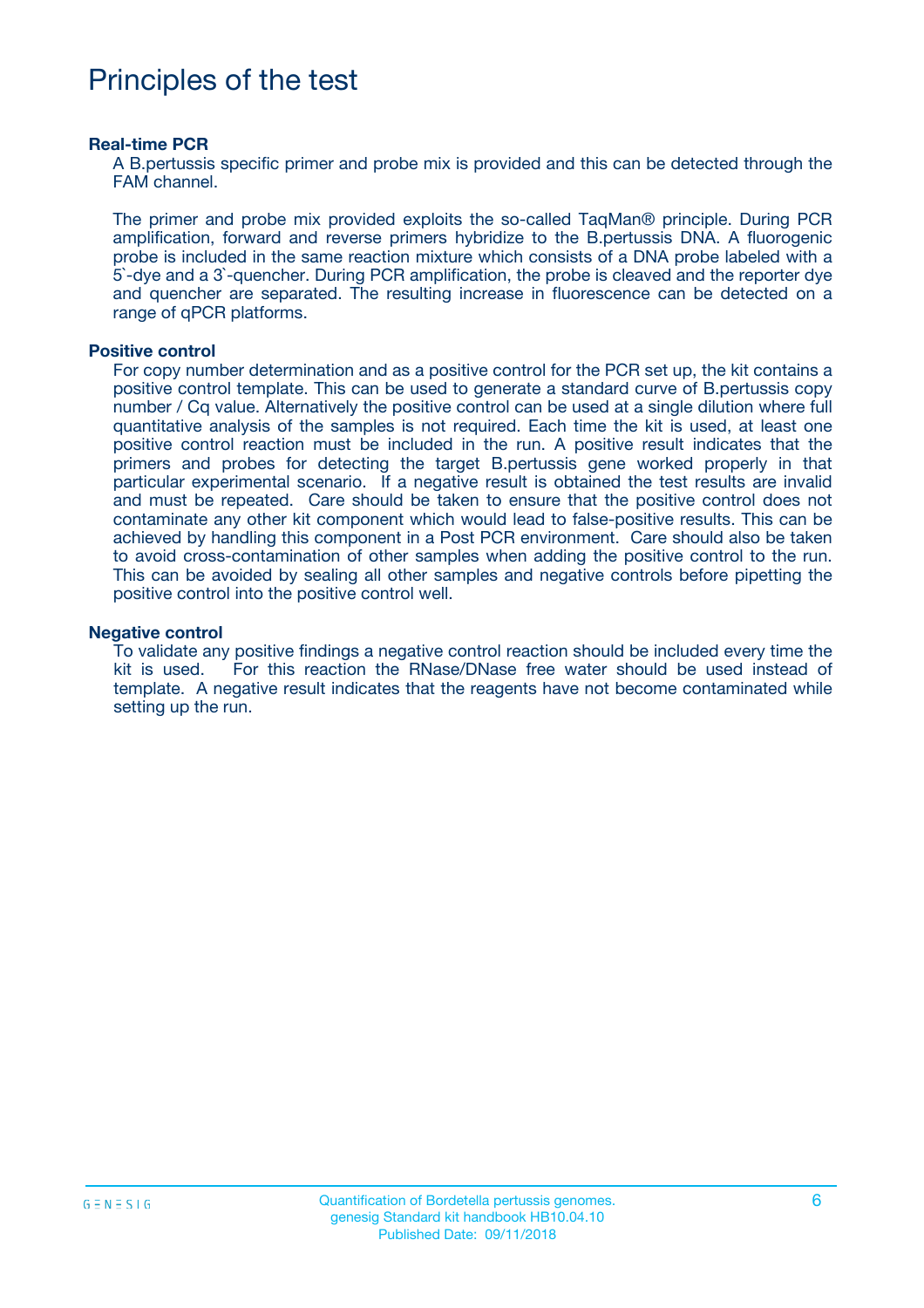# Principles of the test

### Real-time PCR

A B.pertussis specific primer and probe mix is provided and this can be detected through the FAM channel.

The primer and probe mix provided exploits the so-called TaqMan® principle. During PCR amplification, forward and reverse primers hybridize to the B.pertussis DNA. A fluorogenic probe is included in the same reaction mixture which consists of a DNA probe labeled with a 5`-dye and a 3`-quencher. During PCR amplification, the probe is cleaved and the reporter dye and quencher are separated. The resulting increase in fluorescence can be detected on a range of qPCR platforms.

### Positive control

For copy number determination and as a positive control for the PCR set up, the kit contains a positive control template. This can be used to generate a standard curve of B.pertussis copy number / Cq value. Alternatively the positive control can be used at a single dilution where full quantitative analysis of the samples is not required. Each time the kit is used, at least one positive control reaction must be included in the run. A positive result indicates that the primers and probes for detecting the target B.pertussis gene worked properly in that particular experimental scenario. If a negative result is obtained the test results are invalid and must be repeated. Care should be taken to ensure that the positive control does not contaminate any other kit component which would lead to false-positive results. This can be achieved by handling this component in a Post PCR environment. Care should also be taken to avoid cross-contamination of other samples when adding the positive control to the run. This can be avoided by sealing all other samples and negative controls before pipetting the positive control into the positive control well.

### Negative control

To validate any positive findings a negative control reaction should be included every time the kit is used. For this reaction the RNase/DNase free water should be used instead of template. A negative result indicates that the reagents have not become contaminated while setting up the run.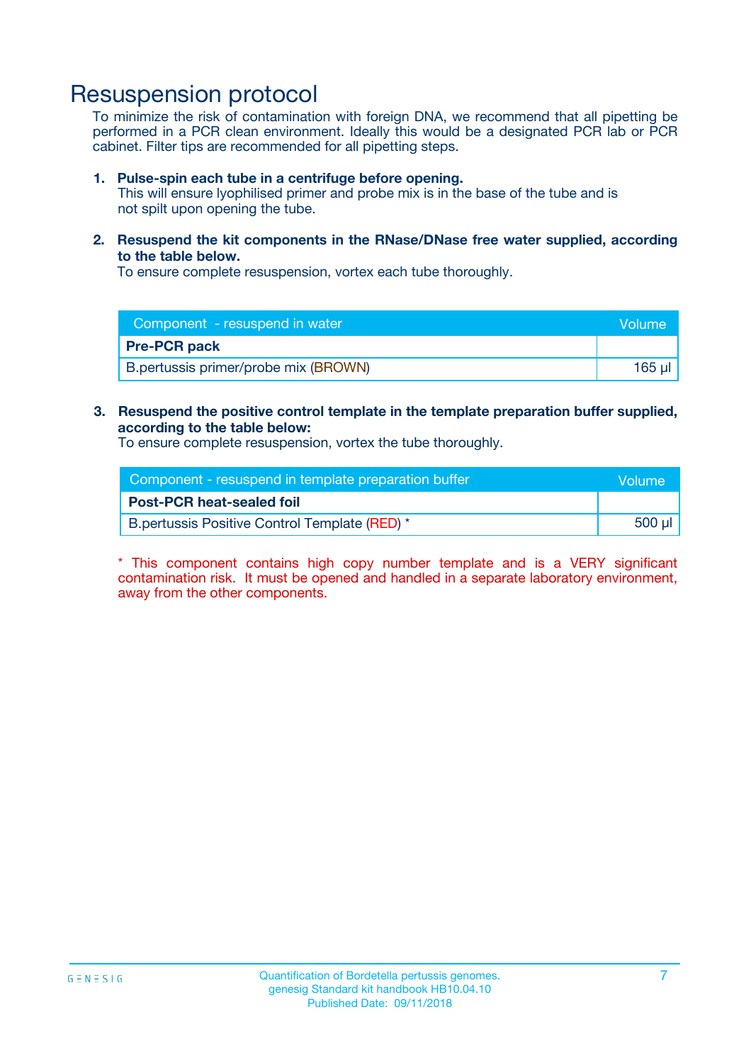# Resuspension protocol

To minimize the risk of contamination with foreign DNA, we recommend that all pipetting be performed in a PCR clean environment. Ideally this would be a designated PCR lab or PCR cabinet. Filter tips are recommended for all pipetting steps.

1. **Pulse-spin each tube in a centrifuge before opening.**
   This will ensure lyophilised primer and probe mix is in the base of the tube and is not spilt upon opening the tube.

2. **Resuspend the kit components in the RNase/DNase free water supplied, according to the table below.**
   To ensure complete resuspension, vortex each tube thoroughly.

| Component - resuspend in water | Volume |
|---|---|
| **Pre-PCR pack** | |
| B.pertussis primer/probe mix (BROWN) | 165 µl |

3. **Resuspend the positive control template in the template preparation buffer supplied, according to the table below:**
   To ensure complete resuspension, vortex the tube thoroughly.

| Component - resuspend in template preparation buffer | Volume |
|---|---|
| **Post-PCR heat-sealed foil** | |
| B.pertussis Positive Control Template (RED) * | 500 µl |

* This component contains high copy number template and is a VERY significant contamination risk. It must be opened and handled in a separate laboratory environment, away from the other components.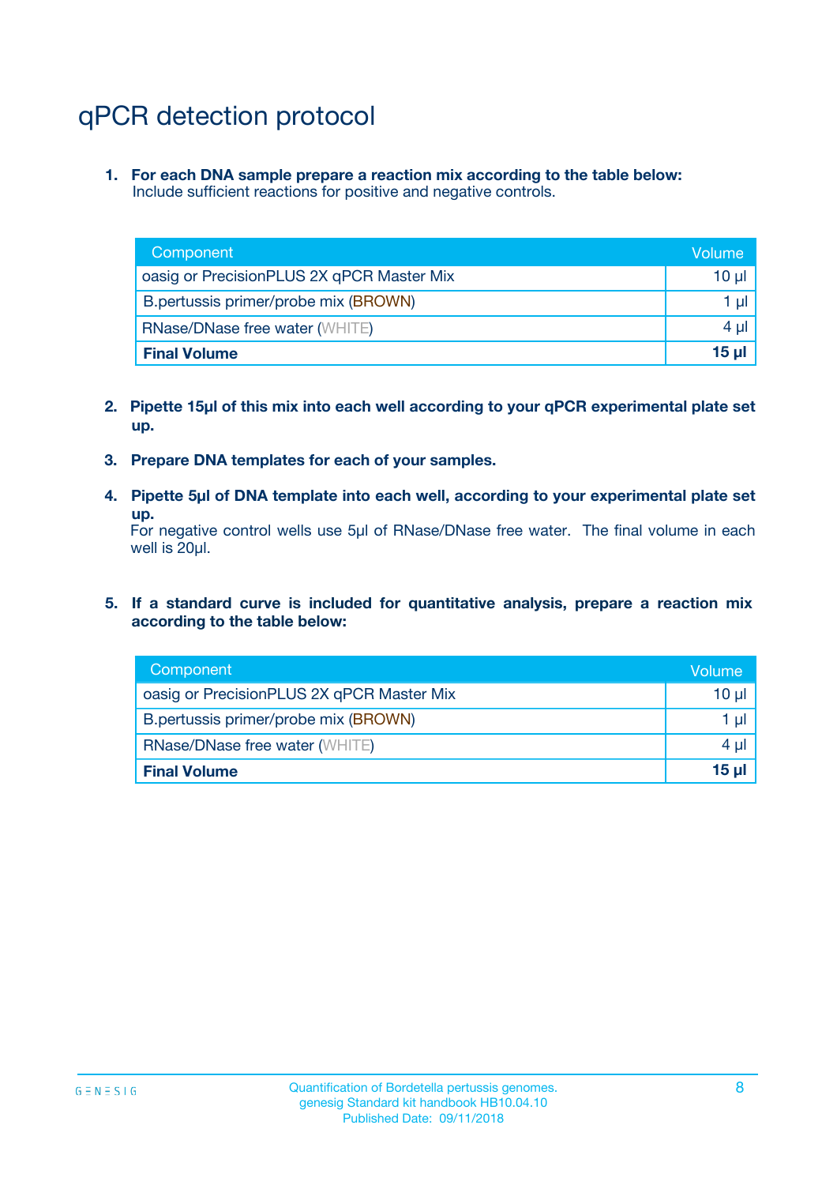# qPCR detection protocol

1. **For each DNA sample prepare a reaction mix according to the table below:**
   Include sufficient reactions for positive and negative controls.

| Component | Volume |
|---|---|
| oasig or PrecisionPLUS 2X qPCR Master Mix | 10 µl |
| B.pertussis primer/probe mix (BROWN) | 1 µl |
| RNase/DNase free water (WHITE) | 4 µl |
| **Final Volume** | **15 µl** |

2. **Pipette 15µl of this mix into each well according to your qPCR experimental plate set up.**

3. **Prepare DNA templates for each of your samples.**

4. **Pipette 5µl of DNA template into each well, according to your experimental plate set up.**
   For negative control wells use 5µl of RNase/DNase free water. The final volume in each well is 20µl.

5. **If a standard curve is included for quantitative analysis, prepare a reaction mix according to the table below:**

| Component | Volume |
|---|---|
| oasig or PrecisionPLUS 2X qPCR Master Mix | 10 µl |
| B.pertussis primer/probe mix (BROWN) | 1 µl |
| RNase/DNase free water (WHITE) | 4 µl |
| **Final Volume** | **15 µl** |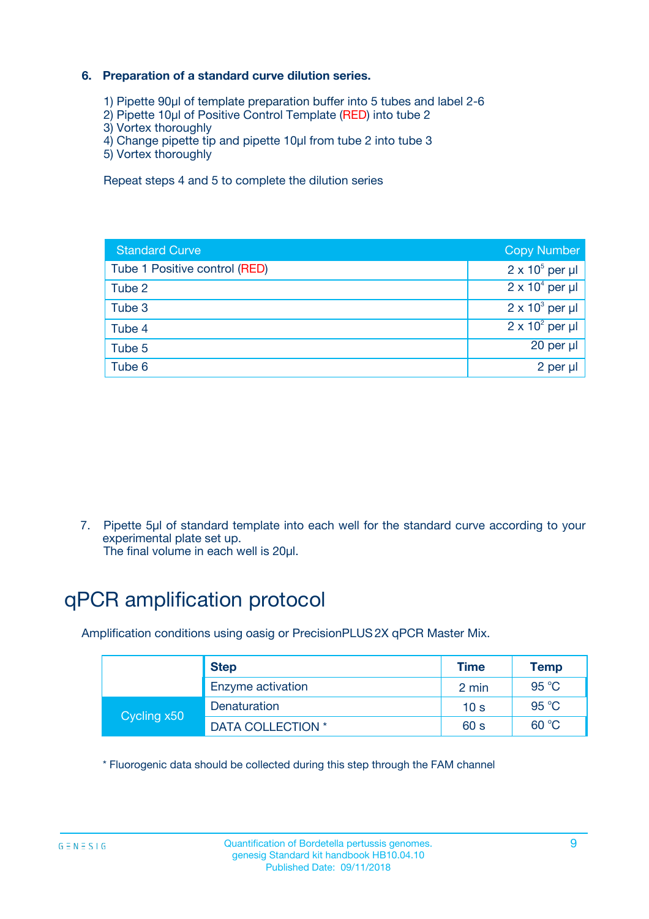### 6. Preparation of a standard curve dilution series.

1) Pipette 90µl of template preparation buffer into 5 tubes and label 2-6
2) Pipette 10µl of Positive Control Template (RED) into tube 2
3) Vortex thoroughly
4) Change pipette tip and pipette 10µl from tube 2 into tube 3
5) Vortex thoroughly

Repeat steps 4 and 5 to complete the dilution series

| Standard Curve | Copy Number |
|---|---|
| Tube 1 Positive control (RED) | $2 \times 10^5$ per µl |
| Tube 2 | $2 \times 10^4$ per µl |
| Tube 3 | $2 \times 10^3$ per µl |
| Tube 4 | $2 \times 10^2$ per µl |
| Tube 5 | 20 per µl |
| Tube 6 | 2 per µl |

7. Pipette 5µl of standard template into each well for the standard curve according to your experimental plate set up.
The final volume in each well is 20µl.

# qPCR amplification protocol

Amplification conditions using oasig or PrecisionPLUS 2X qPCR Master Mix.

| | Step | Time | Temp |
|---|---|---|---|
| | Enzyme activation | 2 min | 95 °C |
| Cycling x50 | Denaturation | 10 s | 95 °C |
| | DATA COLLECTION * | 60 s | 60 °C |

* Fluorogenic data should be collected during this step through the FAM channel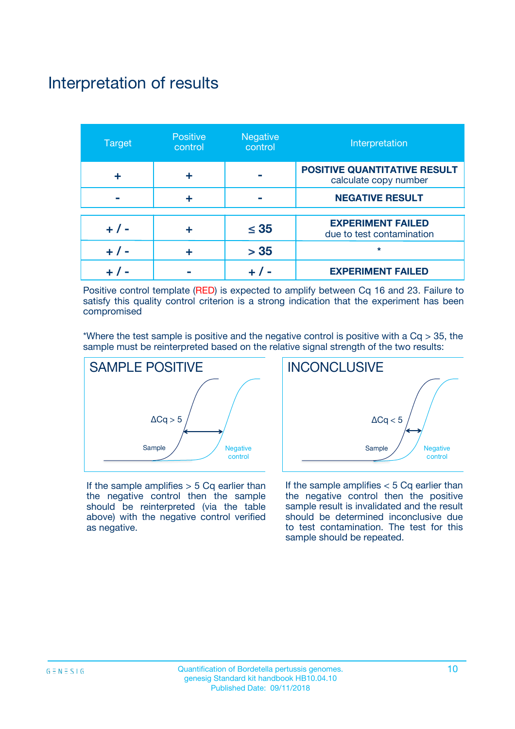# Interpretation of results

| Target | Positive control | Negative control | Interpretation |
|---|---|---|---|
| + | + | - | **POSITIVE QUANTITATIVE RESULT** calculate copy number |
| - | + | - | **NEGATIVE RESULT** |
| + / - | + | ≤ 35 | **EXPERIMENT FAILED** due to test contamination |
| + / - | + | > 35 | * |
| + / - | - | + / - | **EXPERIMENT FAILED** |

Positive control template (RED) is expected to amplify between Cq 16 and 23. Failure to satisfy this quality control criterion is a strong indication that the experiment has been compromised

*Where the test sample is positive and the negative control is positive with a Cq > 35, the sample must be reinterpreted based on the relative signal strength of the two results:

SAMPLE POSITIVE

ΔCq > 5

Sample

Negative control

If the sample amplifies > 5 Cq earlier than the negative control then the sample should be reinterpreted (via the table above) with the negative control verified as negative.

INCONCLUSIVE

ΔCq < 5

Sample

Negative control

If the sample amplifies < 5 Cq earlier than the negative control then the positive sample result is invalidated and the result should be determined inconclusive due to test contamination. The test for this sample should be repeated.